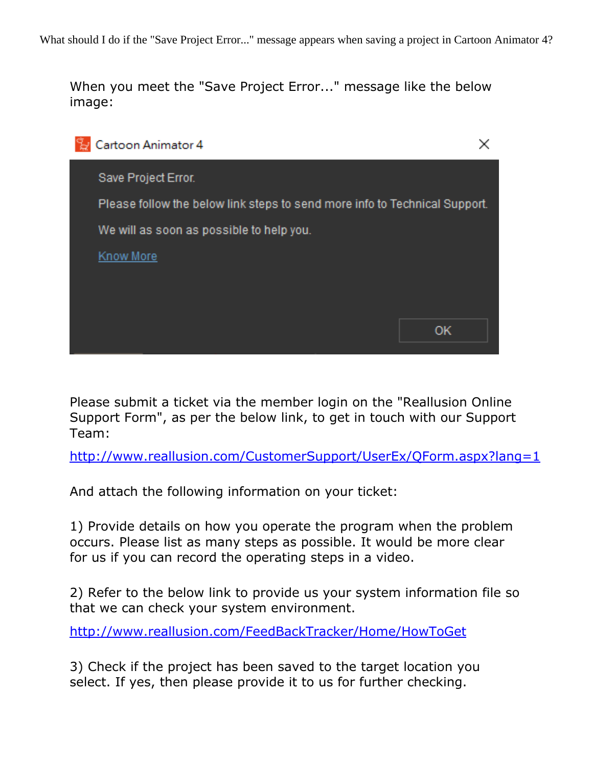What should I do if the "Save Project Error..." message appears when saving a project in Cartoon Animator 4?

When you meet the "Save Project Error..." message like the below image:

> Cartoon Animator 4
>
> Save Project Error.
>
> Please follow the below link steps to send more info to Technical Support.
>
> We will as soon as possible to help you.
>
> Know More
>
> OK

Please submit a ticket via the member login on the "Reallusion Online Support Form", as per the below link, to get in touch with our Support Team:

http://www.reallusion.com/CustomerSupport/UserEx/QForm.aspx?lang=1

And attach the following information on your ticket:

1) Provide details on how you operate the program when the problem occurs. Please list as many steps as possible. It would be more clear for us if you can record the operating steps in a video.

2) Refer to the below link to provide us your system information file so that we can check your system environment.

http://www.reallusion.com/FeedBackTracker/Home/HowToGet

3) Check if the project has been saved to the target location you select. If yes, then please provide it to us for further checking.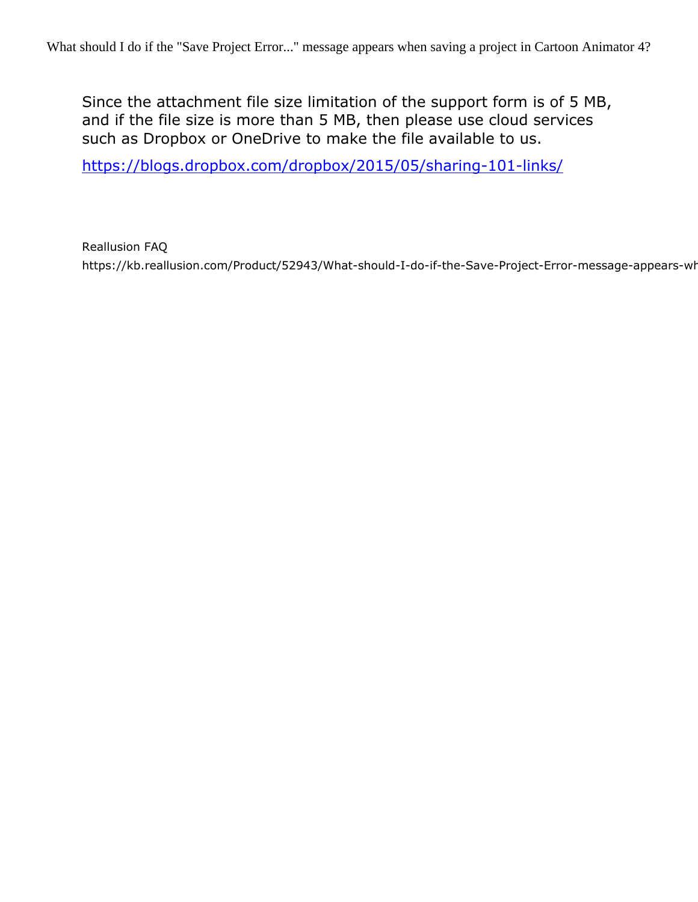Since the attachment file size limitation of the support form is of 5 MB, and if the file size is more than 5 MB, then please use cloud services such as Dropbox or OneDrive to make the file available to us.

https://blogs.dropbox.com/dropbox/2015/05/sharing-101-links/